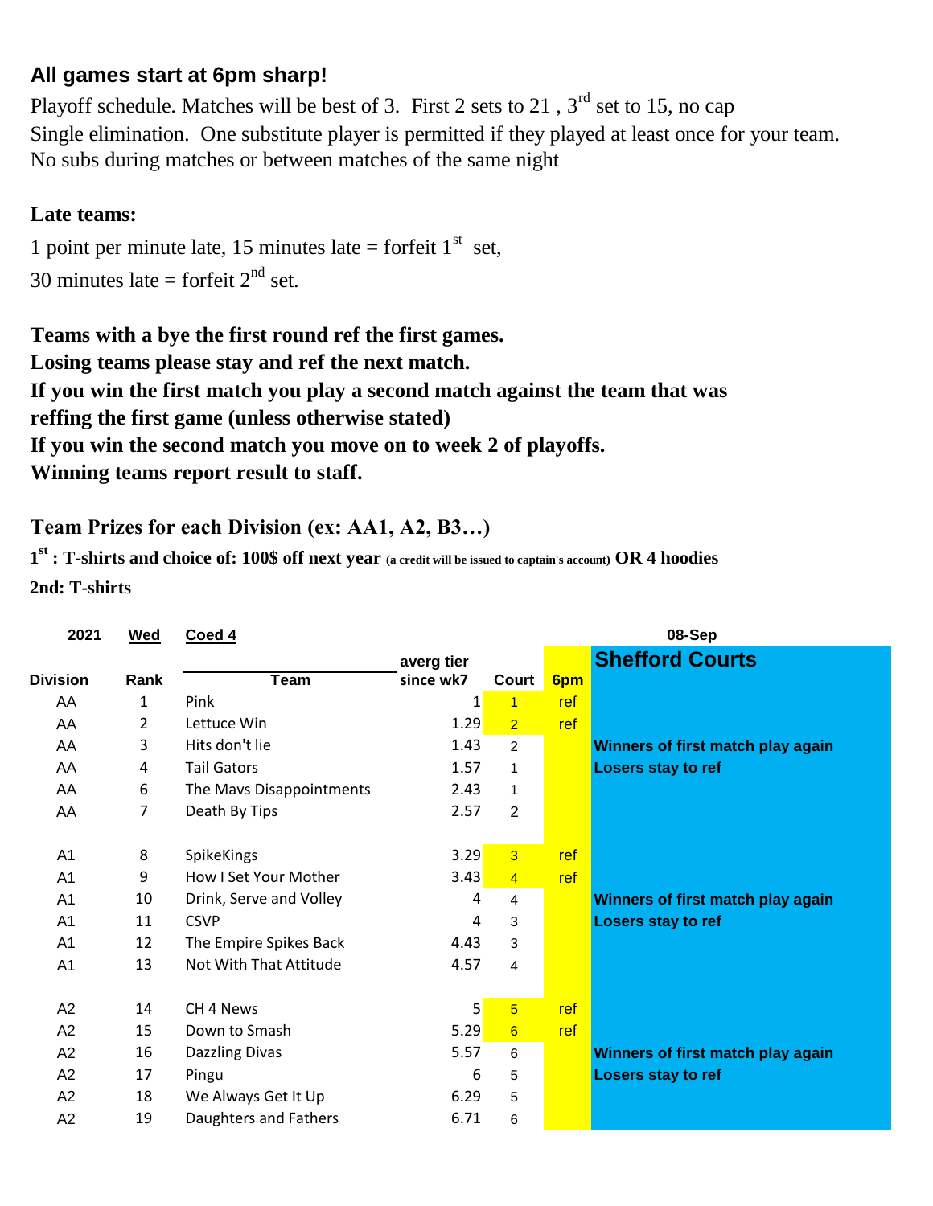## All games start at 6pm sharp!

Playoff schedule. Matches will be best of 3. First 2 sets to 21 , 3rd set to 15, no cap
Single elimination. One substitute player is permitted if they played at least once for your team.
No subs during matches or between matches of the same night

### Late teams:

1 point per minute late, 15 minutes late = forfeit 1st set,
30 minutes late = forfeit 2nd set.

**Teams with a bye the first round ref the first games.**
**Losing teams please stay and ref the next match.**
**If you win the first match you play a second match against the team that was reffing the first game (unless otherwise stated)**
**If you win the second match you move on to week 2 of playoffs.**
**Winning teams report result to staff.**

### Team Prizes for each Division (ex: AA1, A2, B3…)

**1st : T-shirts and choice of: 100$ off next year (a credit will be issued to captain's account) OR 4 hoodies**
**2nd: T-shirts**

| 2021 | Wed | Coed 4 | | | | 08-Sep |
|---|---|---|---|---|---|---|
| | | | averg tier | | | **Shefford Courts** |
| **Division** | **Rank** | **Team** | **since wk7** | **Court** | **6pm** | |
| AA | 1 | Pink | 1 | 1 | ref | |
| AA | 2 | Lettuce Win | 1.29 | 2 | ref | |
| AA | 3 | Hits don't lie | 1.43 | 2 | | **Winners of first match play again** |
| AA | 4 | Tail Gators | 1.57 | 1 | | **Losers stay to ref** |
| AA | 6 | The Mavs Disappointments | 2.43 | 1 | | |
| AA | 7 | Death By Tips | 2.57 | 2 | | |
| | | | | | | |
| A1 | 8 | SpikeKings | 3.29 | 3 | ref | |
| A1 | 9 | How I Set Your Mother | 3.43 | 4 | ref | |
| A1 | 10 | Drink, Serve and Volley | 4 | 4 | | **Winners of first match play again** |
| A1 | 11 | CSVP | 4 | 3 | | **Losers stay to ref** |
| A1 | 12 | The Empire Spikes Back | 4.43 | 3 | | |
| A1 | 13 | Not With That Attitude | 4.57 | 4 | | |
| | | | | | | |
| A2 | 14 | CH 4 News | 5 | 5 | ref | |
| A2 | 15 | Down to Smash | 5.29 | 6 | ref | |
| A2 | 16 | Dazzling Divas | 5.57 | 6 | | **Winners of first match play again** |
| A2 | 17 | Pingu | 6 | 5 | | **Losers stay to ref** |
| A2 | 18 | We Always Get It Up | 6.29 | 5 | | |
| A2 | 19 | Daughters and Fathers | 6.71 | 6 | | |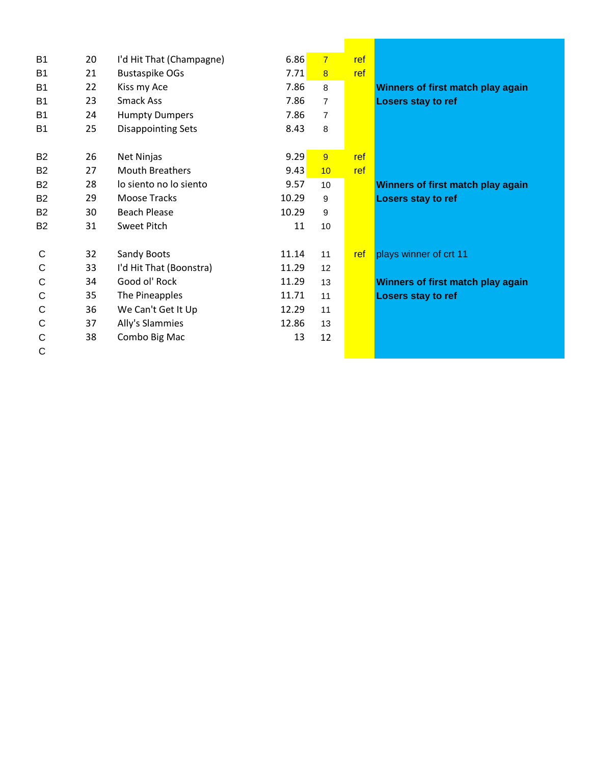| | | | | | | |
|---|---|---|---|---|---|---|
| B1 | 20 | I'd Hit That (Champagne) | 6.86 | 7 | ref | |
| B1 | 21 | Bustaspike OGs | 7.71 | 8 | ref | |
| B1 | 22 | Kiss my Ace | 7.86 | 8 | | **Winners of first match play again** |
| B1 | 23 | Smack Ass | 7.86 | 7 | | **Losers stay to ref** |
| B1 | 24 | Humpty Dumpers | 7.86 | 7 | | |
| B1 | 25 | Disappointing Sets | 8.43 | 8 | | |
| | | | | | | |
| B2 | 26 | Net Ninjas | 9.29 | 9 | ref | |
| B2 | 27 | Mouth Breathers | 9.43 | 10 | ref | |
| B2 | 28 | lo siento no lo siento | 9.57 | 10 | | **Winners of first match play again** |
| B2 | 29 | Moose Tracks | 10.29 | 9 | | **Losers stay to ref** |
| B2 | 30 | Beach Please | 10.29 | 9 | | |
| B2 | 31 | Sweet Pitch | 11 | 10 | | |
| | | | | | | |
| C | 32 | Sandy Boots | 11.14 | 11 | ref | plays winner of crt 11 |
| C | 33 | I'd Hit That (Boonstra) | 11.29 | 12 | | |
| C | 34 | Good ol' Rock | 11.29 | 13 | | **Winners of first match play again** |
| C | 35 | The Pineapples | 11.71 | 11 | | **Losers stay to ref** |
| C | 36 | We Can't Get It Up | 12.29 | 11 | | |
| C | 37 | Ally's Slammies | 12.86 | 13 | | |
| C | 38 | Combo Big Mac | 13 | 12 | | |
| C | | | | | | |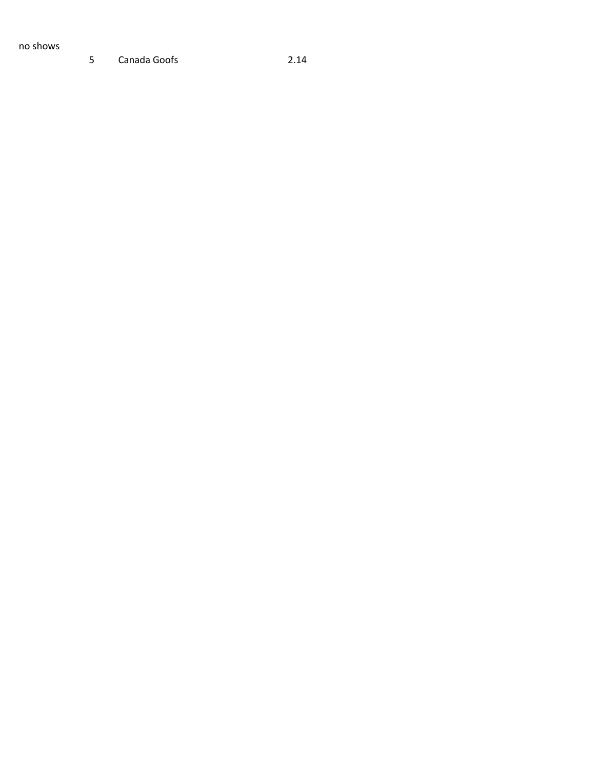no shows

| | | | |
|---|---|---|---|
| | 5 | Canada Goofs | 2.14 |